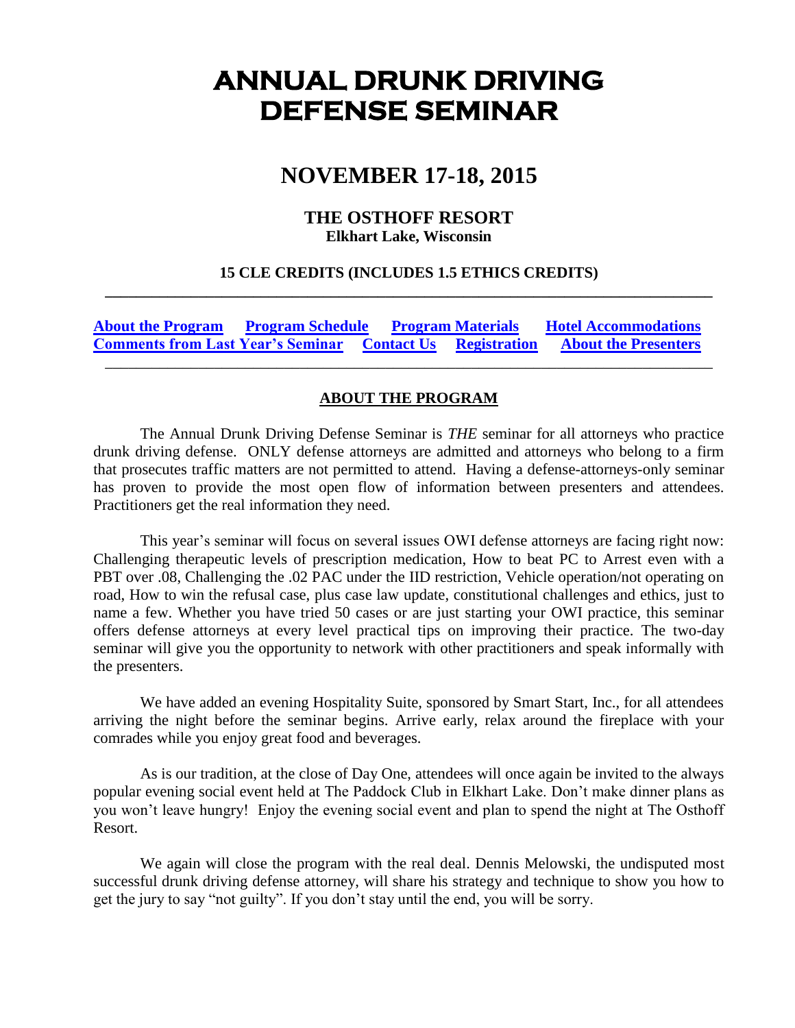# ANNUAL DRUNK DRIVING DEFENSE SEMINAR

## NOVEMBER 17-18, 2015

### THE OSTHOFF RESORT

**Elkhart Lake, Wisconsin**

**15 CLE CREDITS (INCLUDES 1.5 ETHICS CREDITS)**

---

**About the Program** **Program Schedule** **Program Materials** **Hotel Accommodations**
**Comments from Last Year's Seminar** **Contact Us** **Registration** **About the Presenters**

---

### ABOUT THE PROGRAM

The Annual Drunk Driving Defense Seminar is *THE* seminar for all attorneys who practice drunk driving defense. ONLY defense attorneys are admitted and attorneys who belong to a firm that prosecutes traffic matters are not permitted to attend. Having a defense-attorneys-only seminar has proven to provide the most open flow of information between presenters and attendees. Practitioners get the real information they need.

This year's seminar will focus on several issues OWI defense attorneys are facing right now: Challenging therapeutic levels of prescription medication, How to beat PC to Arrest even with a PBT over .08, Challenging the .02 PAC under the IID restriction, Vehicle operation/not operating on road, How to win the refusal case, plus case law update, constitutional challenges and ethics, just to name a few. Whether you have tried 50 cases or are just starting your OWI practice, this seminar offers defense attorneys at every level practical tips on improving their practice. The two-day seminar will give you the opportunity to network with other practitioners and speak informally with the presenters.

We have added an evening Hospitality Suite, sponsored by Smart Start, Inc., for all attendees arriving the night before the seminar begins. Arrive early, relax around the fireplace with your comrades while you enjoy great food and beverages.

As is our tradition, at the close of Day One, attendees will once again be invited to the always popular evening social event held at The Paddock Club in Elkhart Lake. Don't make dinner plans as you won't leave hungry! Enjoy the evening social event and plan to spend the night at The Osthoff Resort.

We again will close the program with the real deal. Dennis Melowski, the undisputed most successful drunk driving defense attorney, will share his strategy and technique to show you how to get the jury to say "not guilty". If you don't stay until the end, you will be sorry.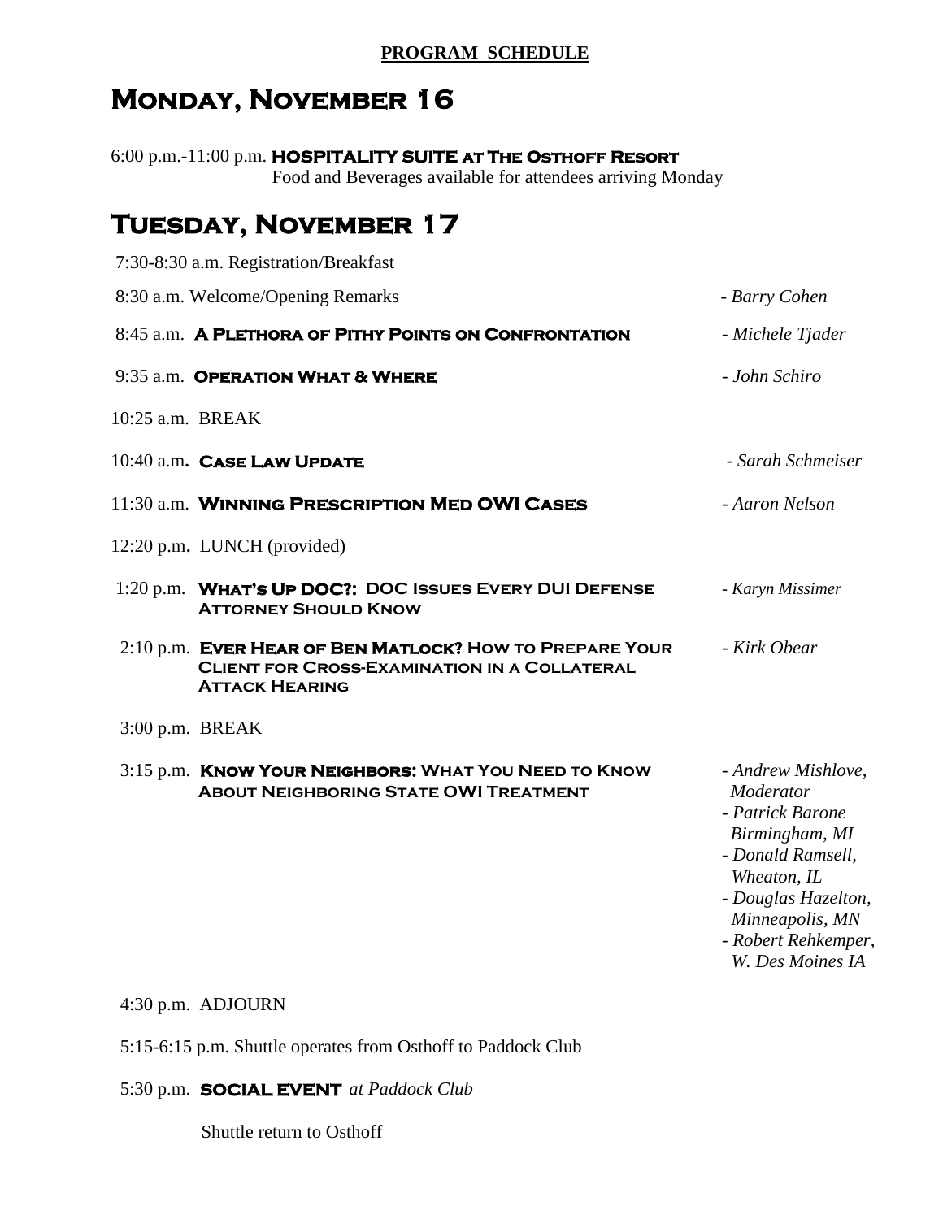**PROGRAM SCHEDULE**

# Monday, November 16

6:00 p.m.-11:00 p.m. **HOSPITALITY SUITE at The Osthoff Resort**
Food and Beverages available for attendees arriving Monday

# Tuesday, November 17

7:30-8:30 a.m. Registration/Breakfast

8:30 a.m. Welcome/Opening Remarks - *Barry Cohen*

8:45 a.m. **A Plethora of Pithy Points on Confrontation** - *Michele Tjader*

9:35 a.m. **Operation What & Where** - *John Schiro*

10:25 a.m. BREAK

10:40 a.m. **Case Law Update** - *Sarah Schmeiser*

11:30 a.m. **Winning Prescription Med OWI Cases** - *Aaron Nelson*

12:20 p.m. LUNCH (provided)

1:20 p.m. **What's Up DOC?: DOC Issues Every DUI Defense Attorney Should Know** - *Karyn Missimer*

2:10 p.m. **Ever Hear of Ben Matlock? How to Prepare Your Client for Cross-Examination in a Collateral Attack Hearing** - *Kirk Obear*

3:00 p.m. BREAK

3:15 p.m. **Know Your Neighbors: What You Need to Know About Neighboring State OWI Treatment**
- *Andrew Mishlove, Moderator*
- *Patrick Barone Birmingham, MI*
- *Donald Ramsell, Wheaton, IL*
- *Douglas Hazelton, Minneapolis, MN*
- *Robert Rehkemper, W. Des Moines IA*

4:30 p.m. ADJOURN

5:15-6:15 p.m. Shuttle operates from Osthoff to Paddock Club

5:30 p.m. **SOCIAL EVENT** *at Paddock Club*

Shuttle return to Osthoff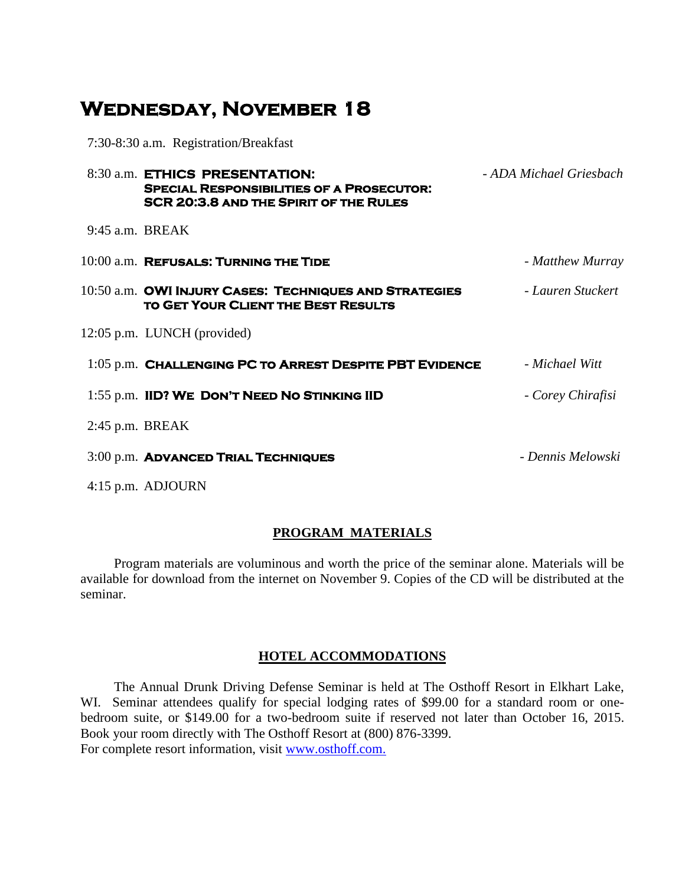# Wednesday, November 18

7:30-8:30 a.m. Registration/Breakfast

8:30 a.m. **ETHICS PRESENTATION: SPECIAL RESPONSIBILITIES OF A PROSECUTOR: SCR 20:3.8 AND THE SPIRIT OF THE RULES** - *ADA Michael Griesbach*

9:45 a.m. BREAK

10:00 a.m. **REFUSALS: TURNING THE TIDE** - *Matthew Murray*

10:50 a.m. **OWI INJURY CASES: TECHNIQUES AND STRATEGIES TO GET YOUR CLIENT THE BEST RESULTS** - *Lauren Stuckert*

12:05 p.m. LUNCH (provided)

1:05 p.m. **CHALLENGING PC TO ARREST DESPITE PBT EVIDENCE** - *Michael Witt*

1:55 p.m. **IID? WE DON'T NEED NO STINKING IID** - *Corey Chirafisi*

2:45 p.m. BREAK

3:00 p.m. **ADVANCED TRIAL TECHNIQUES** - *Dennis Melowski*

4:15 p.m. ADJOURN

## PROGRAM MATERIALS

Program materials are voluminous and worth the price of the seminar alone. Materials will be available for download from the internet on November 9. Copies of the CD will be distributed at the seminar.

## HOTEL ACCOMMODATIONS

The Annual Drunk Driving Defense Seminar is held at The Osthoff Resort in Elkhart Lake, WI. Seminar attendees qualify for special lodging rates of $99.00 for a standard room or one-bedroom suite, or $149.00 for a two-bedroom suite if reserved not later than October 16, 2015. Book your room directly with The Osthoff Resort at (800) 876-3399.
For complete resort information, visit [www.osthoff.com.](http://www.osthoff.com)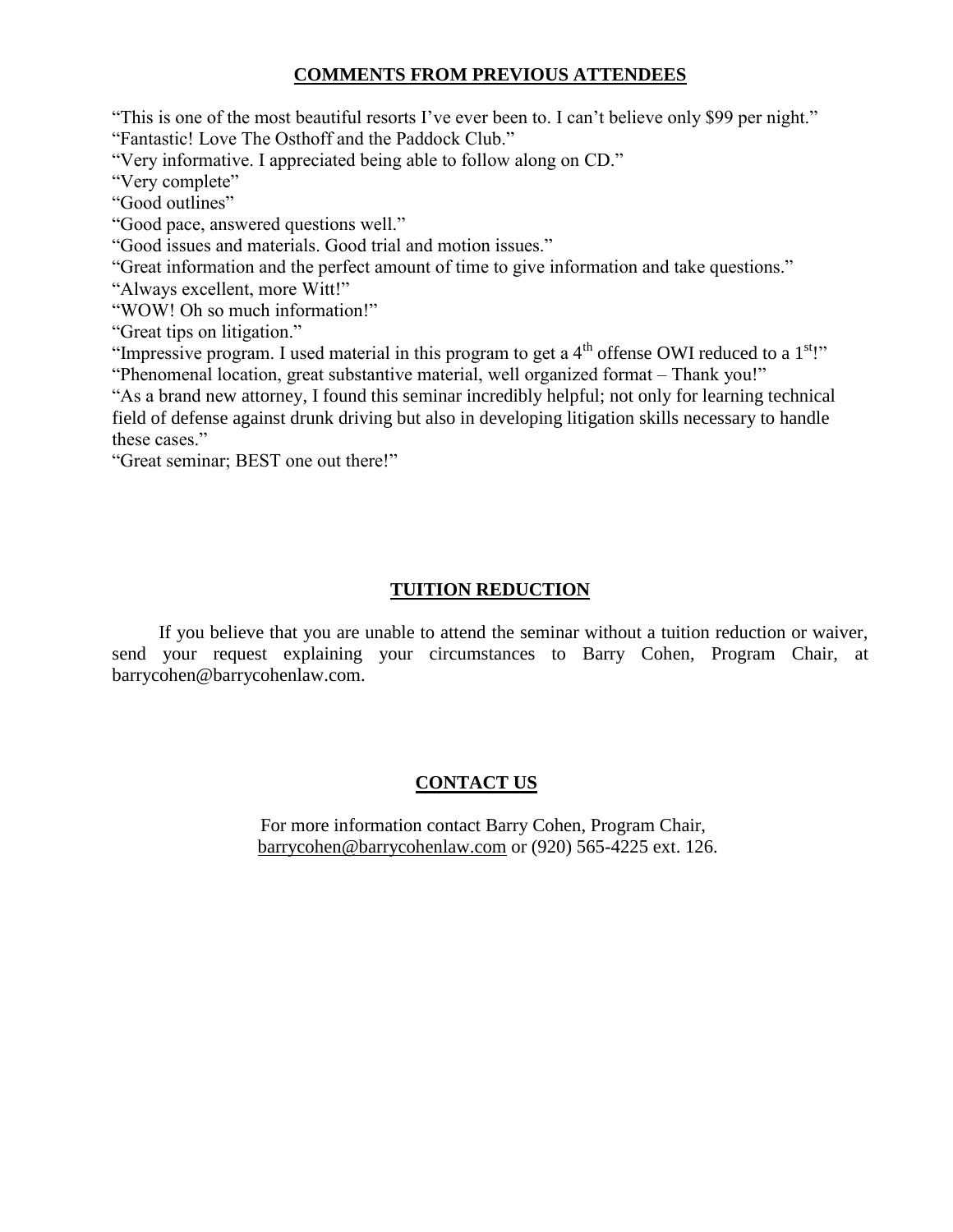## COMMENTS FROM PREVIOUS ATTENDEES

"This is one of the most beautiful resorts I've ever been to. I can't believe only $99 per night."
"Fantastic! Love The Osthoff and the Paddock Club."
"Very informative. I appreciated being able to follow along on CD."
"Very complete"
"Good outlines"
"Good pace, answered questions well."
"Good issues and materials. Good trial and motion issues."
"Great information and the perfect amount of time to give information and take questions."
"Always excellent, more Witt!"
"WOW! Oh so much information!"
"Great tips on litigation."
"Impressive program. I used material in this program to get a 4th offense OWI reduced to a 1st!"
"Phenomenal location, great substantive material, well organized format – Thank you!"
"As a brand new attorney, I found this seminar incredibly helpful; not only for learning technical field of defense against drunk driving but also in developing litigation skills necessary to handle these cases."
"Great seminar; BEST one out there!"

## TUITION REDUCTION

If you believe that you are unable to attend the seminar without a tuition reduction or waiver, send your request explaining your circumstances to Barry Cohen, Program Chair, at barrycohen@barrycohenlaw.com.

## CONTACT US

For more information contact Barry Cohen, Program Chair, barrycohen@barrycohenlaw.com or (920) 565-4225 ext. 126.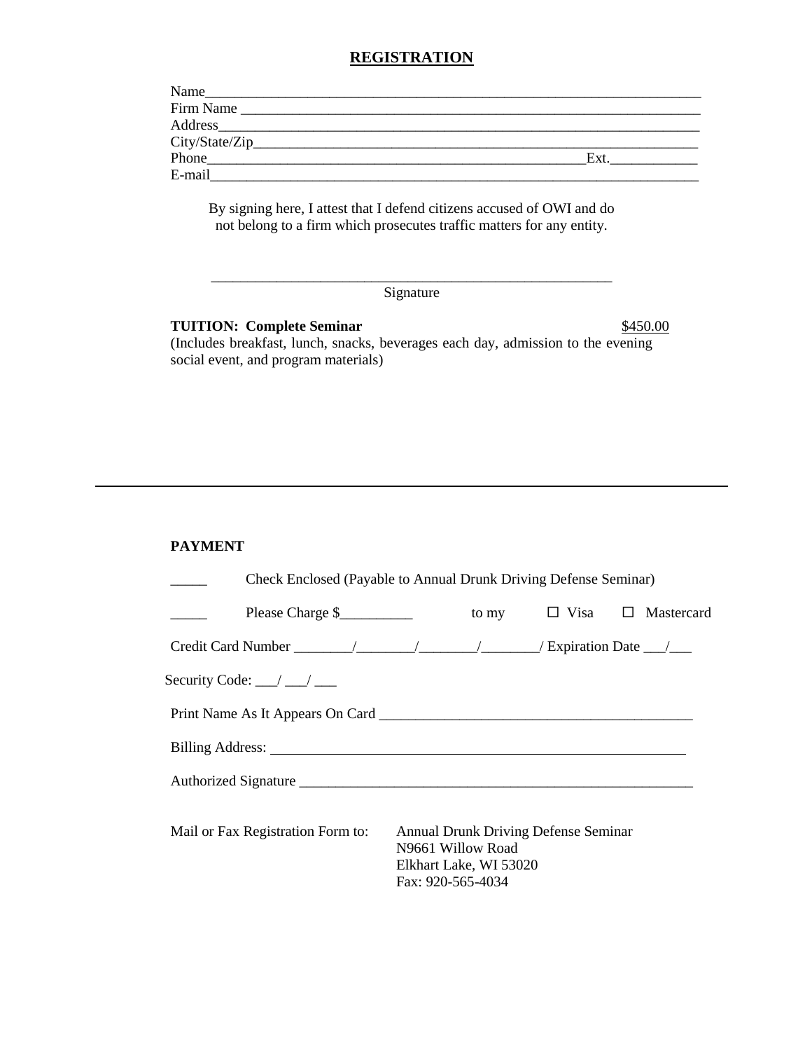## REGISTRATION

Name_______________________________________________________________________

Firm Name __________________________________________________________________

Address_____________________________________________________________________

City/State/Zip________________________________________________________________

Phone_____________________________________________________Ext.____________

E-mail______________________________________________________________________

By signing here, I attest that I defend citizens accused of OWI and do not belong to a firm which prosecutes traffic matters for any entity.

_________________________________________________________
Signature

**TUITION: Complete Seminar** $450.00

(Includes breakfast, lunch, snacks, beverages each day, admission to the evening social event, and program materials)

---

**PAYMENT**

_____ Check Enclosed (Payable to Annual Drunk Driving Defense Seminar)

_____ Please Charge $__________ to my ☐ Visa ☐ Mastercard

Credit Card Number ________/________/________/________/ Expiration Date ___/___

Security Code: ___/ ___/ ___

Print Name As It Appears On Card ____________________________________________

Billing Address: ____________________________________________________________

Authorized Signature ________________________________________________________

Mail or Fax Registration Form to: Annual Drunk Driving Defense Seminar
N9661 Willow Road
Elkhart Lake, WI 53020
Fax: 920-565-4034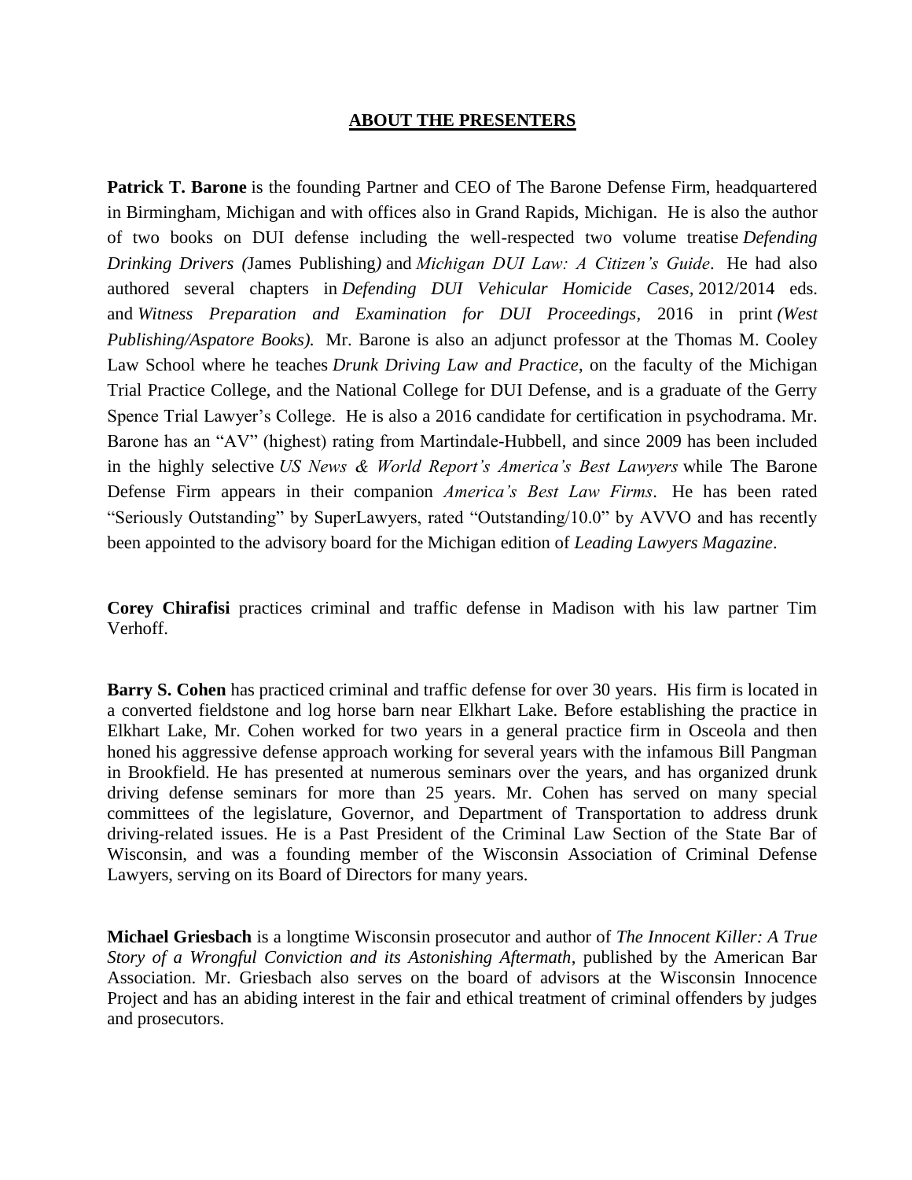## **ABOUT THE PRESENTERS**

**Patrick T. Barone** is the founding Partner and CEO of The Barone Defense Firm, headquartered in Birmingham, Michigan and with offices also in Grand Rapids, Michigan. He is also the author of two books on DUI defense including the well-respected two volume treatise *Defending Drinking Drivers (*James Publishing*)* and *Michigan DUI Law: A Citizen's Guide*. He had also authored several chapters in *Defending DUI Vehicular Homicide Cases*, 2012/2014 eds. and *Witness Preparation and Examination for DUI Proceedings*, 2016 in print *(West Publishing/Aspatore Books).* Mr. Barone is also an adjunct professor at the Thomas M. Cooley Law School where he teaches *Drunk Driving Law and Practice*, on the faculty of the Michigan Trial Practice College, and the National College for DUI Defense, and is a graduate of the Gerry Spence Trial Lawyer's College. He is also a 2016 candidate for certification in psychodrama. Mr. Barone has an "AV" (highest) rating from Martindale-Hubbell, and since 2009 has been included in the highly selective *US News & World Report's America's Best Lawyers* while The Barone Defense Firm appears in their companion *America's Best Law Firms*. He has been rated "Seriously Outstanding" by SuperLawyers, rated "Outstanding/10.0" by AVVO and has recently been appointed to the advisory board for the Michigan edition of *Leading Lawyers Magazine*.

**Corey Chirafisi** practices criminal and traffic defense in Madison with his law partner Tim Verhoff.

**Barry S. Cohen** has practiced criminal and traffic defense for over 30 years. His firm is located in a converted fieldstone and log horse barn near Elkhart Lake. Before establishing the practice in Elkhart Lake, Mr. Cohen worked for two years in a general practice firm in Osceola and then honed his aggressive defense approach working for several years with the infamous Bill Pangman in Brookfield. He has presented at numerous seminars over the years, and has organized drunk driving defense seminars for more than 25 years. Mr. Cohen has served on many special committees of the legislature, Governor, and Department of Transportation to address drunk driving-related issues. He is a Past President of the Criminal Law Section of the State Bar of Wisconsin, and was a founding member of the Wisconsin Association of Criminal Defense Lawyers, serving on its Board of Directors for many years.

**Michael Griesbach** is a longtime Wisconsin prosecutor and author of *The Innocent Killer: A True Story of a Wrongful Conviction and its Astonishing Aftermath*, published by the American Bar Association. Mr. Griesbach also serves on the board of advisors at the Wisconsin Innocence Project and has an abiding interest in the fair and ethical treatment of criminal offenders by judges and prosecutors.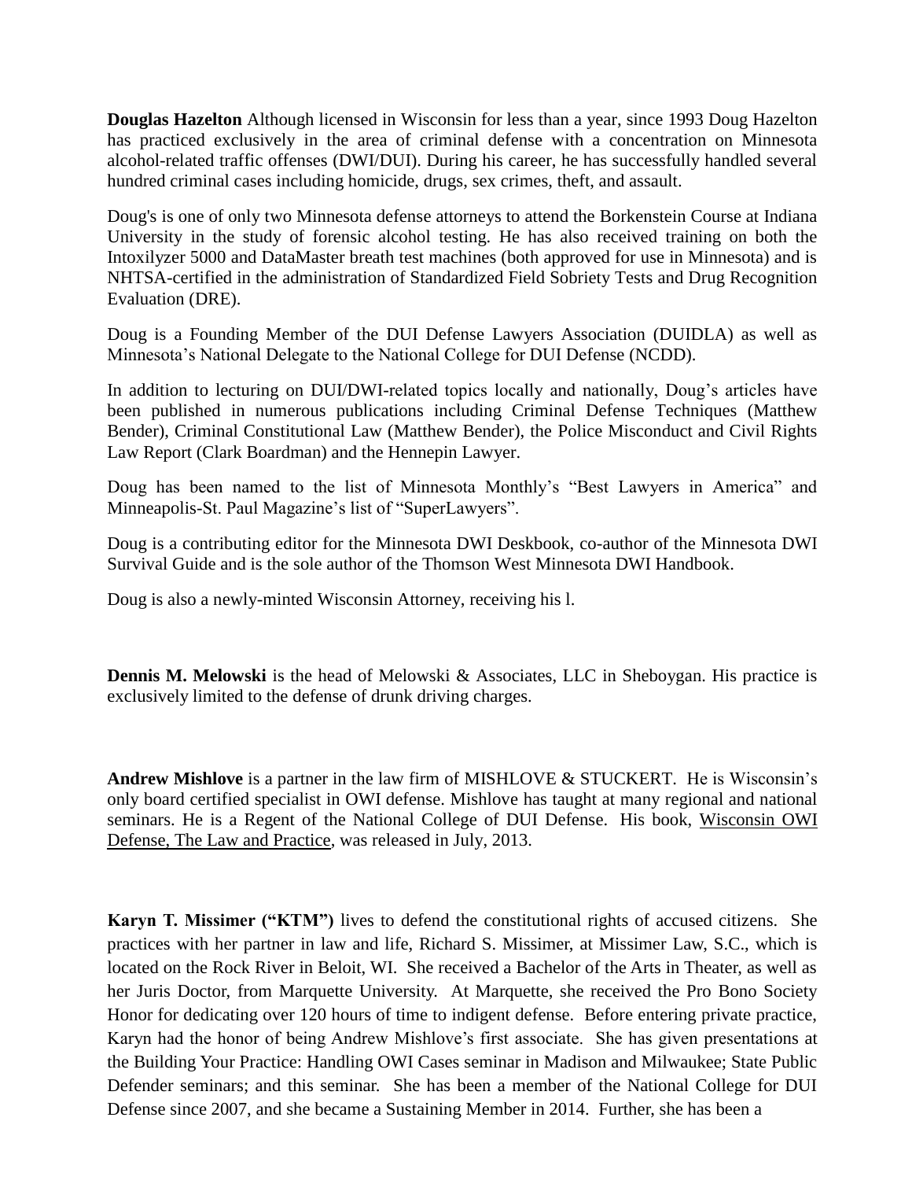**Douglas Hazelton** Although licensed in Wisconsin for less than a year, since 1993 Doug Hazelton has practiced exclusively in the area of criminal defense with a concentration on Minnesota alcohol-related traffic offenses (DWI/DUI). During his career, he has successfully handled several hundred criminal cases including homicide, drugs, sex crimes, theft, and assault.

Doug's is one of only two Minnesota defense attorneys to attend the Borkenstein Course at Indiana University in the study of forensic alcohol testing. He has also received training on both the Intoxilyzer 5000 and DataMaster breath test machines (both approved for use in Minnesota) and is NHTSA-certified in the administration of Standardized Field Sobriety Tests and Drug Recognition Evaluation (DRE).

Doug is a Founding Member of the DUI Defense Lawyers Association (DUIDLA) as well as Minnesota's National Delegate to the National College for DUI Defense (NCDD).

In addition to lecturing on DUI/DWI-related topics locally and nationally, Doug's articles have been published in numerous publications including Criminal Defense Techniques (Matthew Bender), Criminal Constitutional Law (Matthew Bender), the Police Misconduct and Civil Rights Law Report (Clark Boardman) and the Hennepin Lawyer.

Doug has been named to the list of Minnesota Monthly's "Best Lawyers in America" and Minneapolis-St. Paul Magazine's list of "SuperLawyers".

Doug is a contributing editor for the Minnesota DWI Deskbook, co-author of the Minnesota DWI Survival Guide and is the sole author of the Thomson West Minnesota DWI Handbook.

Doug is also a newly-minted Wisconsin Attorney, receiving his l.

**Dennis M. Melowski** is the head of Melowski & Associates, LLC in Sheboygan. His practice is exclusively limited to the defense of drunk driving charges.

**Andrew Mishlove** is a partner in the law firm of MISHLOVE & STUCKERT. He is Wisconsin's only board certified specialist in OWI defense. Mishlove has taught at many regional and national seminars. He is a Regent of the National College of DUI Defense. His book, Wisconsin OWI Defense, The Law and Practice, was released in July, 2013.

**Karyn T. Missimer ("KTM")** lives to defend the constitutional rights of accused citizens. She practices with her partner in law and life, Richard S. Missimer, at Missimer Law, S.C., which is located on the Rock River in Beloit, WI. She received a Bachelor of the Arts in Theater, as well as her Juris Doctor, from Marquette University. At Marquette, she received the Pro Bono Society Honor for dedicating over 120 hours of time to indigent defense. Before entering private practice, Karyn had the honor of being Andrew Mishlove's first associate. She has given presentations at the Building Your Practice: Handling OWI Cases seminar in Madison and Milwaukee; State Public Defender seminars; and this seminar. She has been a member of the National College for DUI Defense since 2007, and she became a Sustaining Member in 2014. Further, she has been a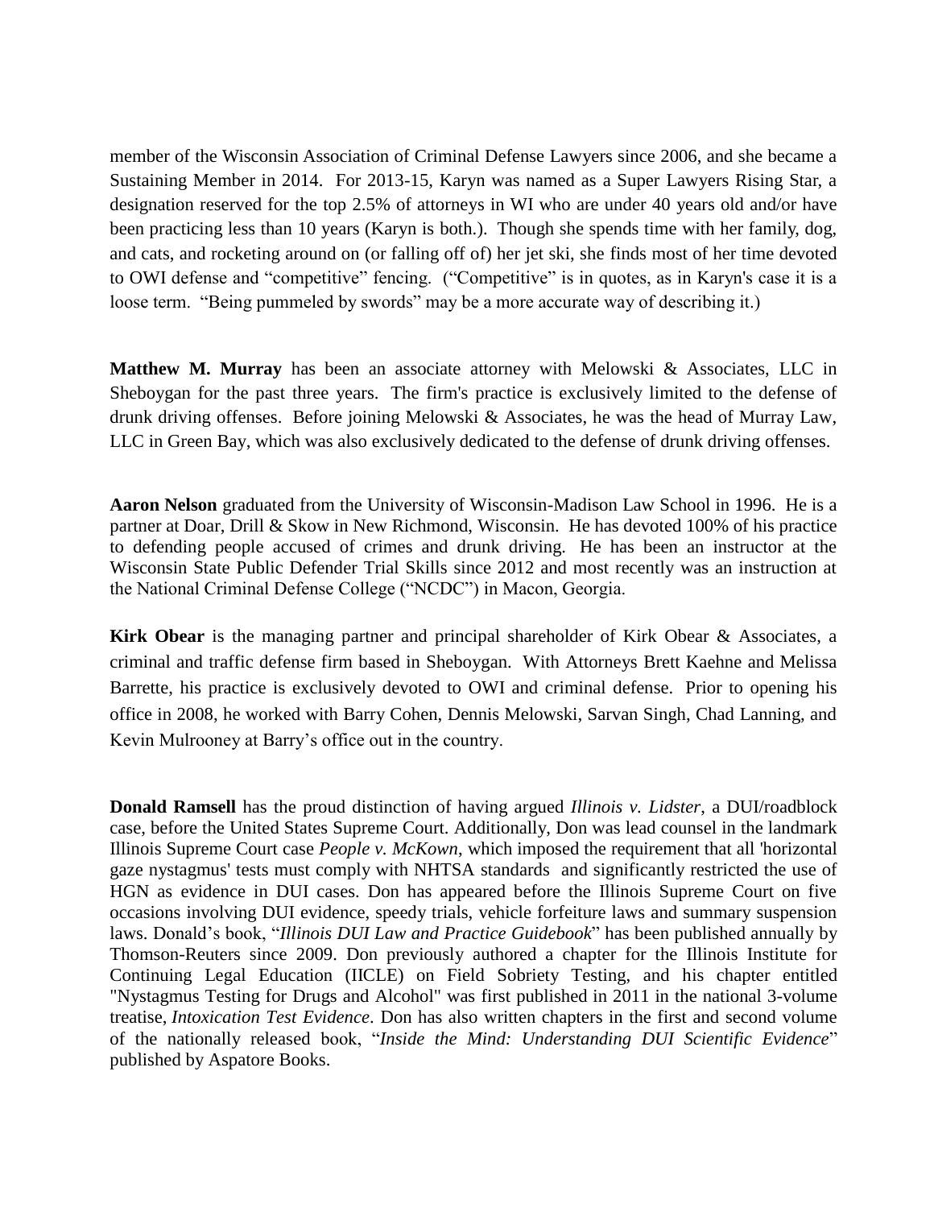member of the Wisconsin Association of Criminal Defense Lawyers since 2006, and she became a Sustaining Member in 2014. For 2013-15, Karyn was named as a Super Lawyers Rising Star, a designation reserved for the top 2.5% of attorneys in WI who are under 40 years old and/or have been practicing less than 10 years (Karyn is both.). Though she spends time with her family, dog, and cats, and rocketing around on (or falling off of) her jet ski, she finds most of her time devoted to OWI defense and "competitive" fencing. ("Competitive" is in quotes, as in Karyn's case it is a loose term. "Being pummeled by swords" may be a more accurate way of describing it.)

**Matthew M. Murray** has been an associate attorney with Melowski & Associates, LLC in Sheboygan for the past three years. The firm's practice is exclusively limited to the defense of drunk driving offenses. Before joining Melowski & Associates, he was the head of Murray Law, LLC in Green Bay, which was also exclusively dedicated to the defense of drunk driving offenses.

**Aaron Nelson** graduated from the University of Wisconsin-Madison Law School in 1996. He is a partner at Doar, Drill & Skow in New Richmond, Wisconsin. He has devoted 100% of his practice to defending people accused of crimes and drunk driving. He has been an instructor at the Wisconsin State Public Defender Trial Skills since 2012 and most recently was an instruction at the National Criminal Defense College ("NCDC") in Macon, Georgia.

**Kirk Obear** is the managing partner and principal shareholder of Kirk Obear & Associates, a criminal and traffic defense firm based in Sheboygan. With Attorneys Brett Kaehne and Melissa Barrette, his practice is exclusively devoted to OWI and criminal defense. Prior to opening his office in 2008, he worked with Barry Cohen, Dennis Melowski, Sarvan Singh, Chad Lanning, and Kevin Mulrooney at Barry's office out in the country.

**Donald Ramsell** has the proud distinction of having argued *Illinois v. Lidster*, a DUI/roadblock case, before the United States Supreme Court. Additionally, Don was lead counsel in the landmark Illinois Supreme Court case *People v. McKown*, which imposed the requirement that all 'horizontal gaze nystagmus' tests must comply with NHTSA standards and significantly restricted the use of HGN as evidence in DUI cases. Don has appeared before the Illinois Supreme Court on five occasions involving DUI evidence, speedy trials, vehicle forfeiture laws and summary suspension laws. Donald's book, "*Illinois DUI Law and Practice Guidebook*" has been published annually by Thomson-Reuters since 2009. Don previously authored a chapter for the Illinois Institute for Continuing Legal Education (IICLE) on Field Sobriety Testing, and his chapter entitled "Nystagmus Testing for Drugs and Alcohol" was first published in 2011 in the national 3-volume treatise, *Intoxication Test Evidence*. Don has also written chapters in the first and second volume of the nationally released book, "*Inside the Mind: Understanding DUI Scientific Evidence*" published by Aspatore Books.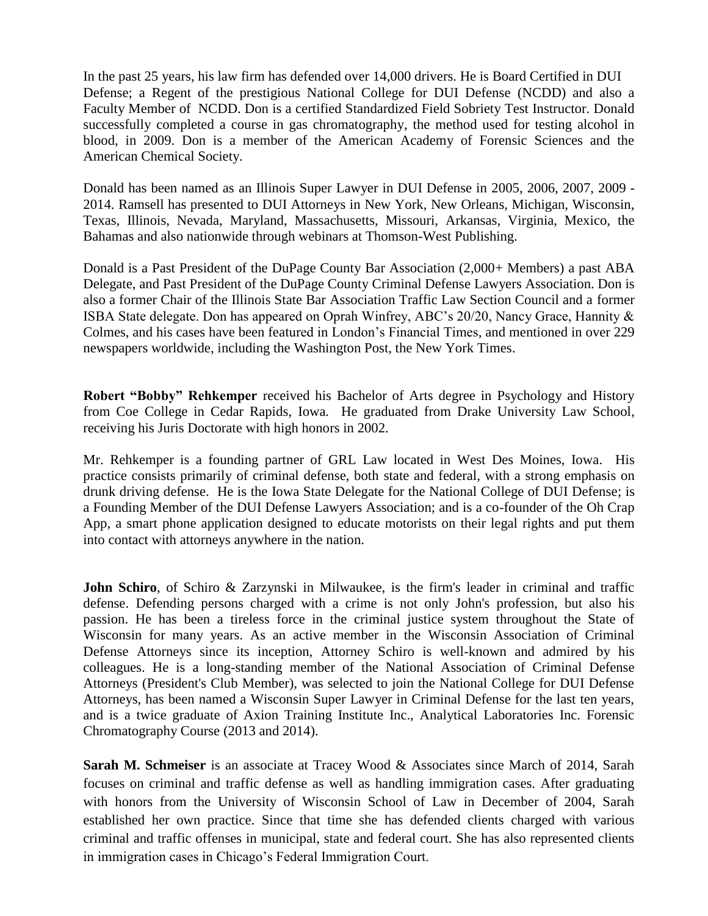In the past 25 years, his law firm has defended over 14,000 drivers. He is Board Certified in DUI Defense; a Regent of the prestigious National College for DUI Defense (NCDD) and also a Faculty Member of NCDD. Don is a certified Standardized Field Sobriety Test Instructor. Donald successfully completed a course in gas chromatography, the method used for testing alcohol in blood, in 2009. Don is a member of the American Academy of Forensic Sciences and the American Chemical Society.

Donald has been named as an Illinois Super Lawyer in DUI Defense in 2005, 2006, 2007, 2009 - 2014. Ramsell has presented to DUI Attorneys in New York, New Orleans, Michigan, Wisconsin, Texas, Illinois, Nevada, Maryland, Massachusetts, Missouri, Arkansas, Virginia, Mexico, the Bahamas and also nationwide through webinars at Thomson-West Publishing.

Donald is a Past President of the DuPage County Bar Association (2,000+ Members) a past ABA Delegate, and Past President of the DuPage County Criminal Defense Lawyers Association. Don is also a former Chair of the Illinois State Bar Association Traffic Law Section Council and a former ISBA State delegate. Don has appeared on Oprah Winfrey, ABC's 20/20, Nancy Grace, Hannity & Colmes, and his cases have been featured in London's Financial Times, and mentioned in over 229 newspapers worldwide, including the Washington Post, the New York Times.

**Robert "Bobby" Rehkemper** received his Bachelor of Arts degree in Psychology and History from Coe College in Cedar Rapids, Iowa. He graduated from Drake University Law School, receiving his Juris Doctorate with high honors in 2002.

Mr. Rehkemper is a founding partner of GRL Law located in West Des Moines, Iowa. His practice consists primarily of criminal defense, both state and federal, with a strong emphasis on drunk driving defense. He is the Iowa State Delegate for the National College of DUI Defense; is a Founding Member of the DUI Defense Lawyers Association; and is a co-founder of the Oh Crap App, a smart phone application designed to educate motorists on their legal rights and put them into contact with attorneys anywhere in the nation.

**John Schiro**, of Schiro & Zarzynski in Milwaukee, is the firm's leader in criminal and traffic defense. Defending persons charged with a crime is not only John's profession, but also his passion. He has been a tireless force in the criminal justice system throughout the State of Wisconsin for many years. As an active member in the Wisconsin Association of Criminal Defense Attorneys since its inception, Attorney Schiro is well-known and admired by his colleagues. He is a long-standing member of the National Association of Criminal Defense Attorneys (President's Club Member), was selected to join the National College for DUI Defense Attorneys, has been named a Wisconsin Super Lawyer in Criminal Defense for the last ten years, and is a twice graduate of Axion Training Institute Inc., Analytical Laboratories Inc. Forensic Chromatography Course (2013 and 2014).

**Sarah M. Schmeiser** is an associate at Tracey Wood & Associates since March of 2014, Sarah focuses on criminal and traffic defense as well as handling immigration cases. After graduating with honors from the University of Wisconsin School of Law in December of 2004, Sarah established her own practice. Since that time she has defended clients charged with various criminal and traffic offenses in municipal, state and federal court. She has also represented clients in immigration cases in Chicago's Federal Immigration Court.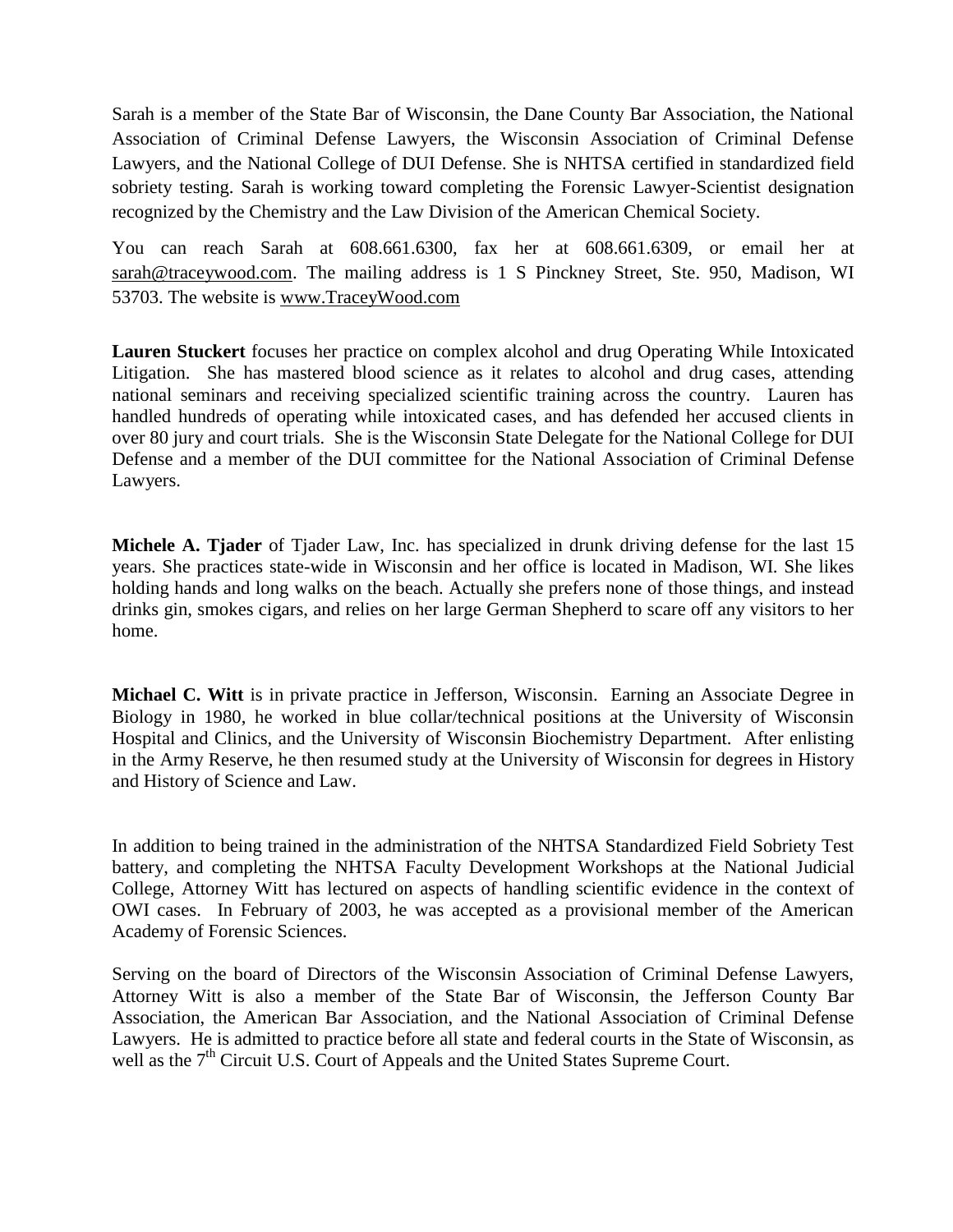Sarah is a member of the State Bar of Wisconsin, the Dane County Bar Association, the National Association of Criminal Defense Lawyers, the Wisconsin Association of Criminal Defense Lawyers, and the National College of DUI Defense. She is NHTSA certified in standardized field sobriety testing. Sarah is working toward completing the Forensic Lawyer-Scientist designation recognized by the Chemistry and the Law Division of the American Chemical Society.

You can reach Sarah at 608.661.6300, fax her at 608.661.6309, or email her at sarah@traceywood.com. The mailing address is 1 S Pinckney Street, Ste. 950, Madison, WI 53703. The website is www.TraceyWood.com

**Lauren Stuckert** focuses her practice on complex alcohol and drug Operating While Intoxicated Litigation. She has mastered blood science as it relates to alcohol and drug cases, attending national seminars and receiving specialized scientific training across the country. Lauren has handled hundreds of operating while intoxicated cases, and has defended her accused clients in over 80 jury and court trials. She is the Wisconsin State Delegate for the National College for DUI Defense and a member of the DUI committee for the National Association of Criminal Defense Lawyers.

**Michele A. Tjader** of Tjader Law, Inc. has specialized in drunk driving defense for the last 15 years. She practices state-wide in Wisconsin and her office is located in Madison, WI. She likes holding hands and long walks on the beach. Actually she prefers none of those things, and instead drinks gin, smokes cigars, and relies on her large German Shepherd to scare off any visitors to her home.

**Michael C. Witt** is in private practice in Jefferson, Wisconsin. Earning an Associate Degree in Biology in 1980, he worked in blue collar/technical positions at the University of Wisconsin Hospital and Clinics, and the University of Wisconsin Biochemistry Department. After enlisting in the Army Reserve, he then resumed study at the University of Wisconsin for degrees in History and History of Science and Law.

In addition to being trained in the administration of the NHTSA Standardized Field Sobriety Test battery, and completing the NHTSA Faculty Development Workshops at the National Judicial College, Attorney Witt has lectured on aspects of handling scientific evidence in the context of OWI cases. In February of 2003, he was accepted as a provisional member of the American Academy of Forensic Sciences.

Serving on the board of Directors of the Wisconsin Association of Criminal Defense Lawyers, Attorney Witt is also a member of the State Bar of Wisconsin, the Jefferson County Bar Association, the American Bar Association, and the National Association of Criminal Defense Lawyers. He is admitted to practice before all state and federal courts in the State of Wisconsin, as well as the 7th Circuit U.S. Court of Appeals and the United States Supreme Court.